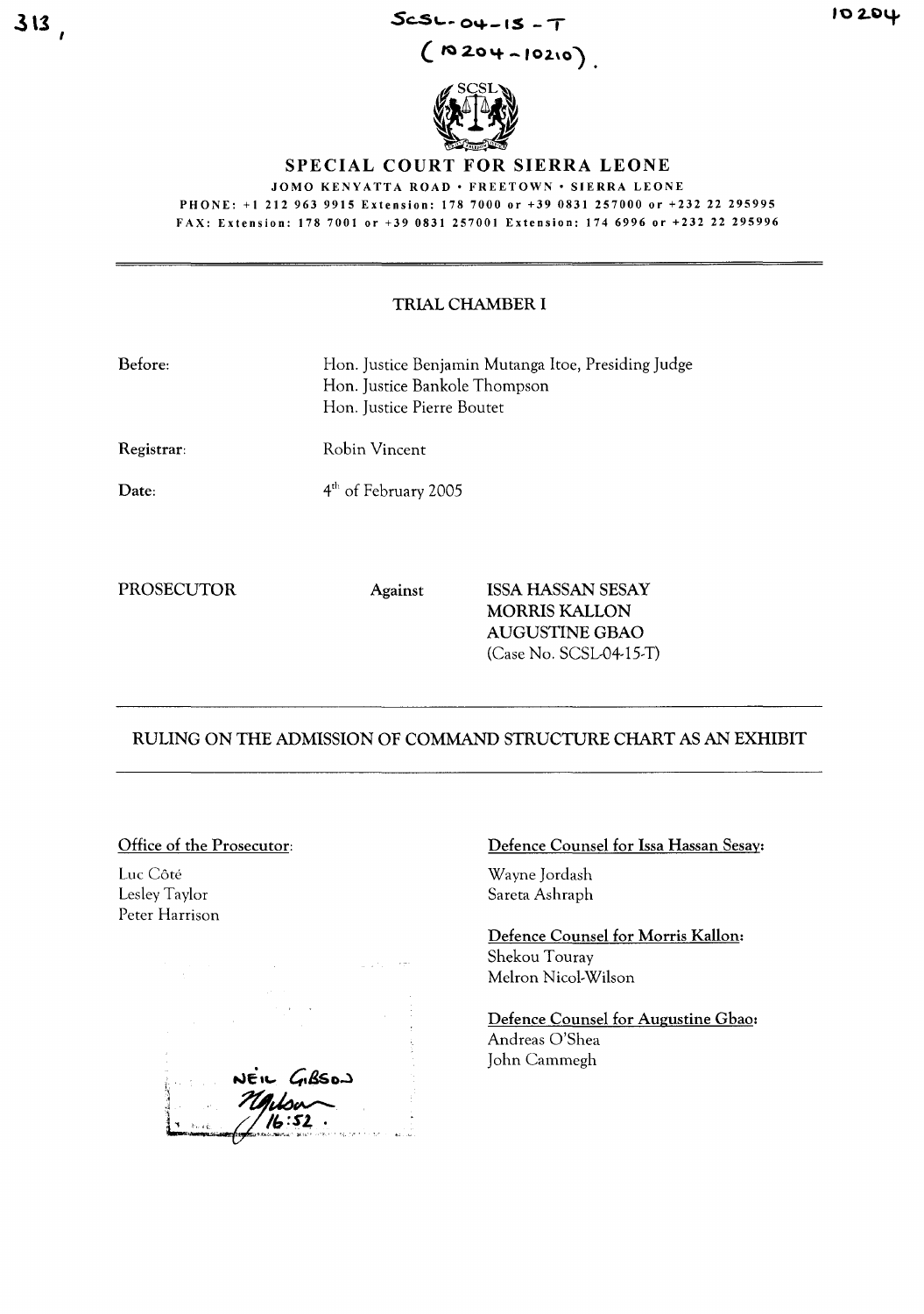SCSL-04-15-T

(10204-10210).

# SPECIAL COURT FOR SIERRA LEONE

JOMO KENYATTA ROAD • FREETOWN • SIERRA LEONE

PHONE: +1 212 963 9915 Extension: 178 7000 or +39 0831 257000 or +232 22 295995

FAX: Extension: 178 7001 or +39 0831 257001 Extension: 174 6996 or +232 22 295996

## TRIAL CHAMBER I

**Before:** Hon. Justice Benjamin Mutanga Itoe, Presiding Judge
Hon. Justice Bankole Thompson
Hon. Justice Pierre Boutet

**Registrar:** Robin Vincent

**Date:** 4th of February 2005

PROSECUTOR Against ISSA HASSAN SESAY
MORRIS KALLON
AUGUSTINE GBAO
(Case No. SCSL-04-15-T)

## RULING ON THE ADMISSION OF COMMAND STRUCTURE CHART AS AN EXHIBIT

**Office of the Prosecutor:**

Luc Côté
Lesley Taylor
Peter Harrison

**Defence Counsel for Issa Hassan Sesay:**

Wayne Jordash
Sareta Ashraph

**Defence Counsel for Morris Kallon:**

Shekou Touray
Melron Nicol-Wilson

**Defence Counsel for Augustine Gbao:**

Andreas O'Shea
John Cammegh

NEIL GIBSON
16:52.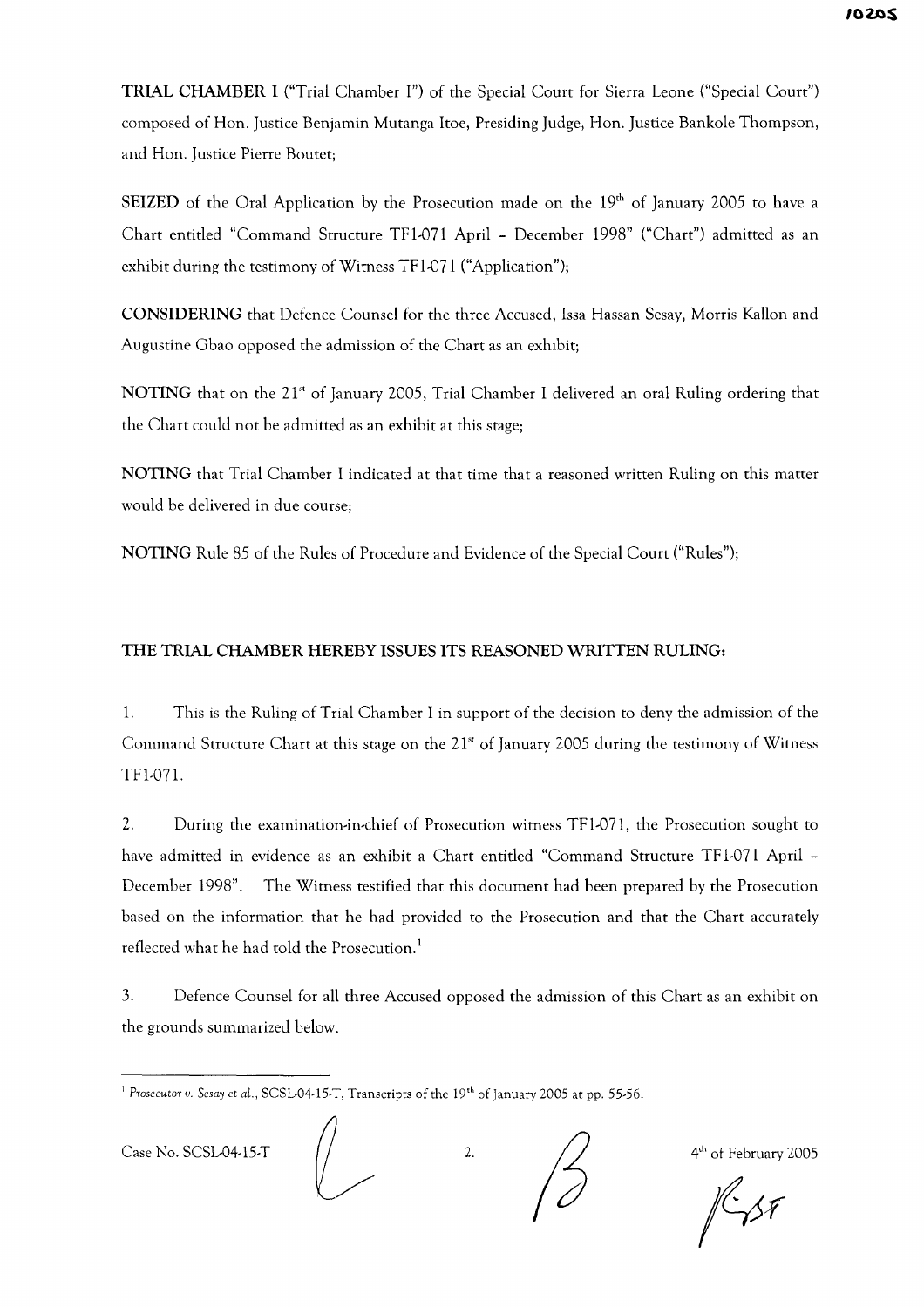**TRIAL CHAMBER I** ("Trial Chamber I") of the Special Court for Sierra Leone ("Special Court") composed of Hon. Justice Benjamin Mutanga Itoe, Presiding Judge, Hon. Justice Bankole Thompson, and Hon. Justice Pierre Boutet;

**SEIZED** of the Oral Application by the Prosecution made on the 19th of January 2005 to have a Chart entitled "Command Structure TF1-071 April – December 1998" ("Chart") admitted as an exhibit during the testimony of Witness TF1-071 ("Application");

**CONSIDERING** that Defence Counsel for the three Accused, Issa Hassan Sesay, Morris Kallon and Augustine Gbao opposed the admission of the Chart as an exhibit;

**NOTING** that on the 21st of January 2005, Trial Chamber I delivered an oral Ruling ordering that the Chart could not be admitted as an exhibit at this stage;

**NOTING** that Trial Chamber I indicated at that time that a reasoned written Ruling on this matter would be delivered in due course;

**NOTING** Rule 85 of the Rules of Procedure and Evidence of the Special Court ("Rules");

## THE TRIAL CHAMBER HEREBY ISSUES ITS REASONED WRITTEN RULING:

1. This is the Ruling of Trial Chamber I in support of the decision to deny the admission of the Command Structure Chart at this stage on the 21st of January 2005 during the testimony of Witness TF1-071.

2. During the examination-in-chief of Prosecution witness TF1-071, the Prosecution sought to have admitted in evidence as an exhibit a Chart entitled "Command Structure TF1-071 April – December 1998". The Witness testified that this document had been prepared by the Prosecution based on the information that he had provided to the Prosecution and that the Chart accurately reflected what he had told the Prosecution.[1]

3. Defence Counsel for all three Accused opposed the admission of this Chart as an exhibit on the grounds summarized below.

---

[1] *Prosecutor v. Sesay et al.*, SCSL-04-15-T, Transcripts of the 19th of January 2005 at pp. 55-56.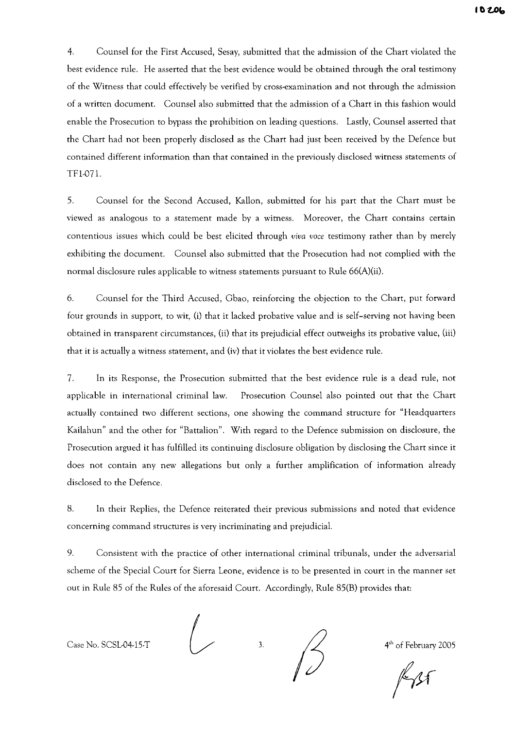4. Counsel for the First Accused, Sesay, submitted that the admission of the Chart violated the best evidence rule. He asserted that the best evidence would be obtained through the oral testimony of the Witness that could effectively be verified by cross-examination and not through the admission of a written document. Counsel also submitted that the admission of a Chart in this fashion would enable the Prosecution to bypass the prohibition on leading questions. Lastly, Counsel asserted that the Chart had not been properly disclosed as the Chart had just been received by the Defence but contained different information than that contained in the previously disclosed witness statements of TF1-071.

5. Counsel for the Second Accused, Kallon, submitted for his part that the Chart must be viewed as analogous to a statement made by a witness. Moreover, the Chart contains certain contentious issues which could be best elicited through *viva voce* testimony rather than by merely exhibiting the document. Counsel also submitted that the Prosecution had not complied with the normal disclosure rules applicable to witness statements pursuant to Rule 66(A)(ii).

6. Counsel for the Third Accused, Gbao, reinforcing the objection to the Chart, put forward four grounds in support, to wit, (i) that it lacked probative value and is self-serving not having been obtained in transparent circumstances, (ii) that its prejudicial effect outweighs its probative value, (iii) that it is actually a witness statement, and (iv) that it violates the best evidence rule.

7. In its Response, the Prosecution submitted that the best evidence rule is a dead rule, not applicable in international criminal law. Prosecution Counsel also pointed out that the Chart actually contained two different sections, one showing the command structure for "Headquarters Kailahun" and the other for "Battalion". With regard to the Defence submission on disclosure, the Prosecution argued it has fulfilled its continuing disclosure obligation by disclosing the Chart since it does not contain any new allegations but only a further amplification of information already disclosed to the Defence.

8. In their Replies, the Defence reiterated their previous submissions and noted that evidence concerning command structures is very incriminating and prejudicial.

9. Consistent with the practice of other international criminal tribunals, under the adversarial scheme of the Special Court for Sierra Leone, evidence is to be presented in court in the manner set out in Rule 85 of the Rules of the aforesaid Court. Accordingly, Rule 85(B) provides that: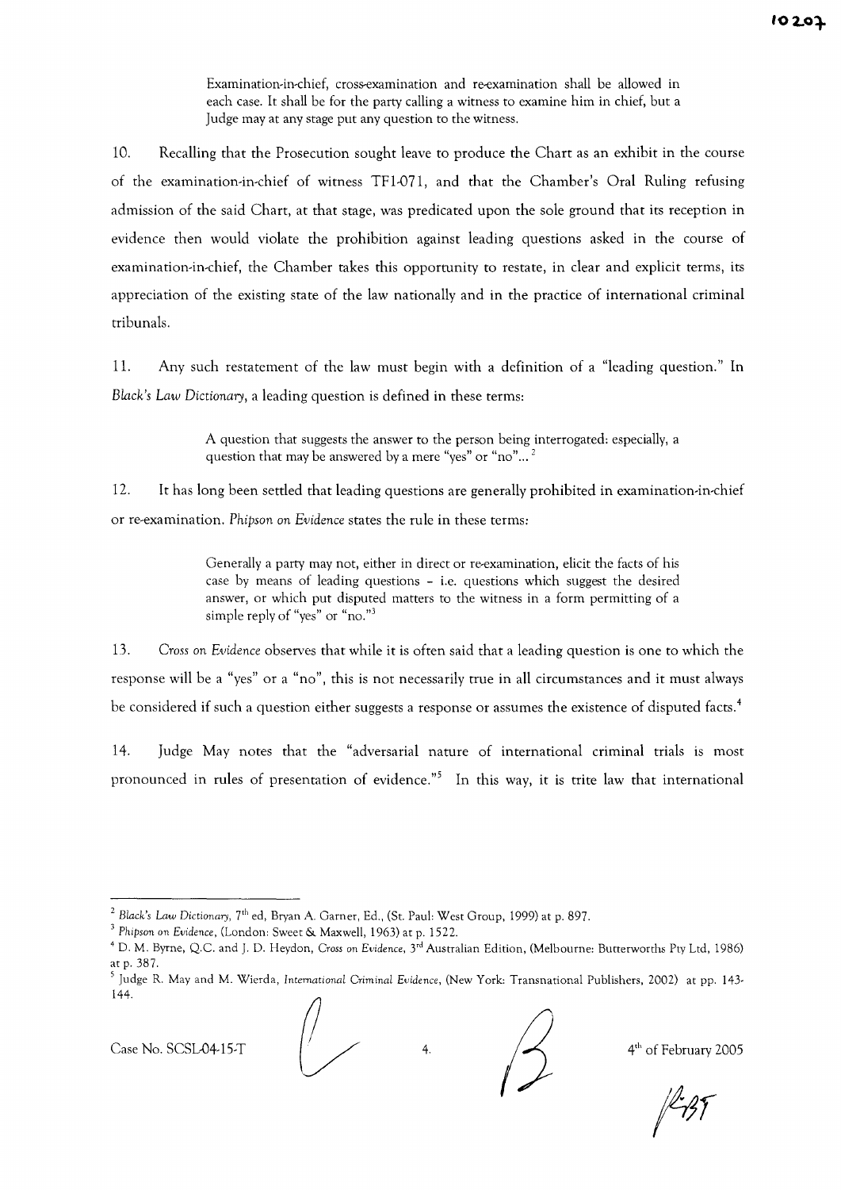> Examination-in-chief, cross-examination and re-examination shall be allowed in each case. It shall be for the party calling a witness to examine him in chief, but a Judge may at any stage put any question to the witness.

10. Recalling that the Prosecution sought leave to produce the Chart as an exhibit in the course of the examination-in-chief of witness TF1-071, and that the Chamber's Oral Ruling refusing admission of the said Chart, at that stage, was predicated upon the sole ground that its reception in evidence then would violate the prohibition against leading questions asked in the course of examination-in-chief, the Chamber takes this opportunity to restate, in clear and explicit terms, its appreciation of the existing state of the law nationally and in the practice of international criminal tribunals.

11. Any such restatement of the law must begin with a definition of a "leading question." In *Black's Law Dictionary*, a leading question is defined in these terms:

> A question that suggests the answer to the person being interrogated: especially, a question that may be answered by a mere "yes" or "no"...[2]

12. It has long been settled that leading questions are generally prohibited in examination-in-chief or re-examination. *Phipson on Evidence* states the rule in these terms:

> Generally a party may not, either in direct or re-examination, elicit the facts of his case by means of leading questions – i.e. questions which suggest the desired answer, or which put disputed matters to the witness in a form permitting of a simple reply of "yes" or "no."[3]

13. *Cross on Evidence* observes that while it is often said that a leading question is one to which the response will be a "yes" or a "no", this is not necessarily true in all circumstances and it must always be considered if such a question either suggests a response or assumes the existence of disputed facts.[4]

14. Judge May notes that the "adversarial nature of international criminal trials is most pronounced in rules of presentation of evidence."[5] In this way, it is trite law that international

---

[2] *Black's Law Dictionary*, 7th ed, Bryan A. Garner, Ed., (St. Paul: West Group, 1999) at p. 897.

[3] *Phipson on Evidence*, (London: Sweet & Maxwell, 1963) at p. 1522.

[4] D. M. Byrne, Q.C. and J. D. Heydon, *Cross on Evidence*, 3rd Australian Edition, (Melbourne: Butterworths Pty Ltd, 1986) at p. 387.

[5] Judge R. May and M. Wierda, *International Criminal Evidence*, (New York: Transnational Publishers, 2002) at pp. 143-144.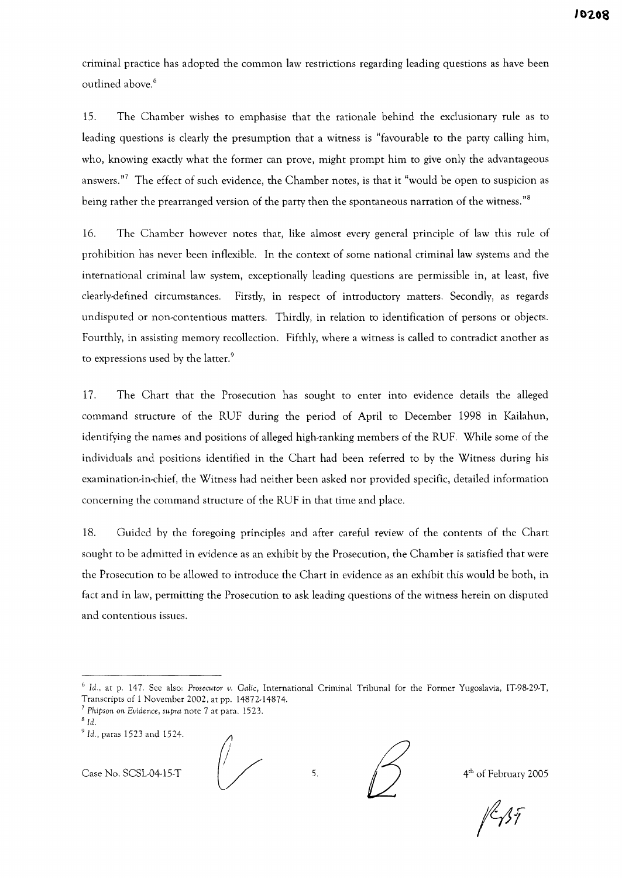criminal practice has adopted the common law restrictions regarding leading questions as have been outlined above.[6]

15. The Chamber wishes to emphasise that the rationale behind the exclusionary rule as to leading questions is clearly the presumption that a witness is "favourable to the party calling him, who, knowing exactly what the former can prove, might prompt him to give only the advantageous answers."[7] The effect of such evidence, the Chamber notes, is that it "would be open to suspicion as being rather the prearranged version of the party then the spontaneous narration of the witness."[8]

16. The Chamber however notes that, like almost every general principle of law this rule of prohibition has never been inflexible. In the context of some national criminal law systems and the international criminal law system, exceptionally leading questions are permissible in, at least, five clearly-defined circumstances. Firstly, in respect of introductory matters. Secondly, as regards undisputed or non-contentious matters. Thirdly, in relation to identification of persons or objects. Fourthly, in assisting memory recollection. Fifthly, where a witness is called to contradict another as to expressions used by the latter.[9]

17. The Chart that the Prosecution has sought to enter into evidence details the alleged command structure of the RUF during the period of April to December 1998 in Kailahun, identifying the names and positions of alleged high-ranking members of the RUF. While some of the individuals and positions identified in the Chart had been referred to by the Witness during his examination-in-chief, the Witness had neither been asked nor provided specific, detailed information concerning the command structure of the RUF in that time and place.

18. Guided by the foregoing principles and after careful review of the contents of the Chart sought to be admitted in evidence as an exhibit by the Prosecution, the Chamber is satisfied that were the Prosecution to be allowed to introduce the Chart in evidence as an exhibit this would be both, in fact and in law, permitting the Prosecution to ask leading questions of the witness herein on disputed and contentious issues.

---

[6] *Id.*, at p. 147. See also: *Prosecutor v. Galic*, International Criminal Tribunal for the Former Yugoslavia, IT-98-29-T, Transcripts of 1 November 2002, at pp. 14872-14874.

[7] *Phipson on Evidence*, *supra* note 7 at para. 1523.

[8] *Id.*

[9] *Id.*, paras 1523 and 1524.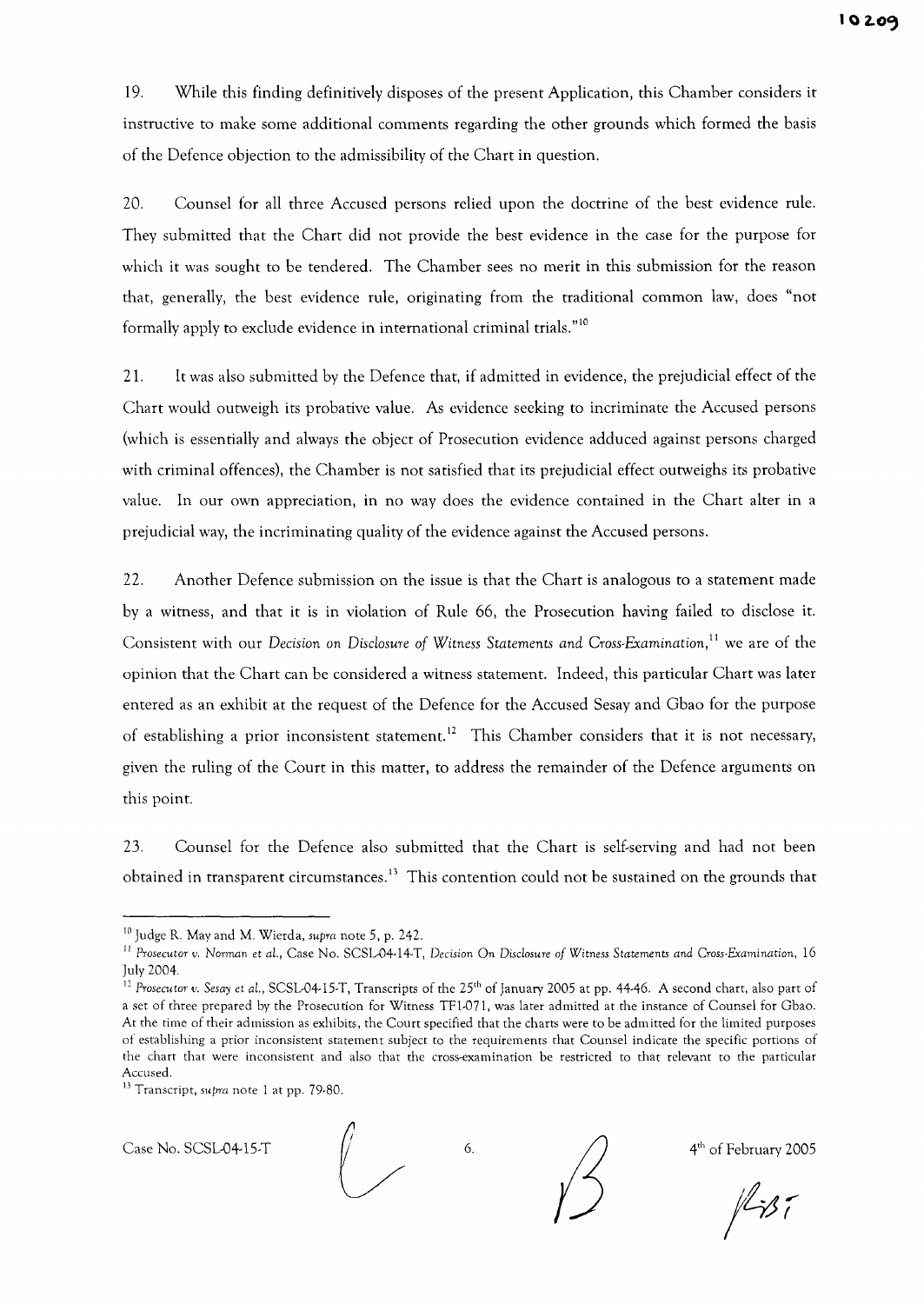19. While this finding definitively disposes of the present Application, this Chamber considers it instructive to make some additional comments regarding the other grounds which formed the basis of the Defence objection to the admissibility of the Chart in question.

20. Counsel for all three Accused persons relied upon the doctrine of the best evidence rule. They submitted that the Chart did not provide the best evidence in the case for the purpose for which it was sought to be tendered. The Chamber sees no merit in this submission for the reason that, generally, the best evidence rule, originating from the traditional common law, does "not formally apply to exclude evidence in international criminal trials."[10]

21. It was also submitted by the Defence that, if admitted in evidence, the prejudicial effect of the Chart would outweigh its probative value. As evidence seeking to incriminate the Accused persons (which is essentially and always the object of Prosecution evidence adduced against persons charged with criminal offences), the Chamber is not satisfied that its prejudicial effect outweighs its probative value. In our own appreciation, in no way does the evidence contained in the Chart alter in a prejudicial way, the incriminating quality of the evidence against the Accused persons.

22. Another Defence submission on the issue is that the Chart is analogous to a statement made by a witness, and that it is in violation of Rule 66, the Prosecution having failed to disclose it. Consistent with our *Decision on Disclosure of Witness Statements and Cross-Examination*,[11] we are of the opinion that the Chart can be considered a witness statement. Indeed, this particular Chart was later entered as an exhibit at the request of the Defence for the Accused Sesay and Gbao for the purpose of establishing a prior inconsistent statement.[12] This Chamber considers that it is not necessary, given the ruling of the Court in this matter, to address the remainder of the Defence arguments on this point.

23. Counsel for the Defence also submitted that the Chart is self-serving and had not been obtained in transparent circumstances.[13] This contention could not be sustained on the grounds that

---

[10] Judge R. May and M. Wierda, *supra* note 5, p. 242.

[11] *Prosecutor v. Norman et al.*, Case No. SCSL-04-14-T, *Decision On Disclosure of Witness Statements and Cross-Examination*, 16 July 2004.

[12] *Prosecutor v. Sesay et al.*, SCSL-04-15-T, Transcripts of the 25th of January 2005 at pp. 44-46. A second chart, also part of a set of three prepared by the Prosecution for Witness TF1-071, was later admitted at the instance of Counsel for Gbao. At the time of their admission as exhibits, the Court specified that the charts were to be admitted for the limited purposes of establishing a prior inconsistent statement subject to the requirements that Counsel indicate the specific portions of the chart that were inconsistent and also that the cross-examination be restricted to that relevant to the particular Accused.

[13] Transcript, *supra* note 1 at pp. 79-80.

Case No. SCSL-04-15-T — 4th of February 2005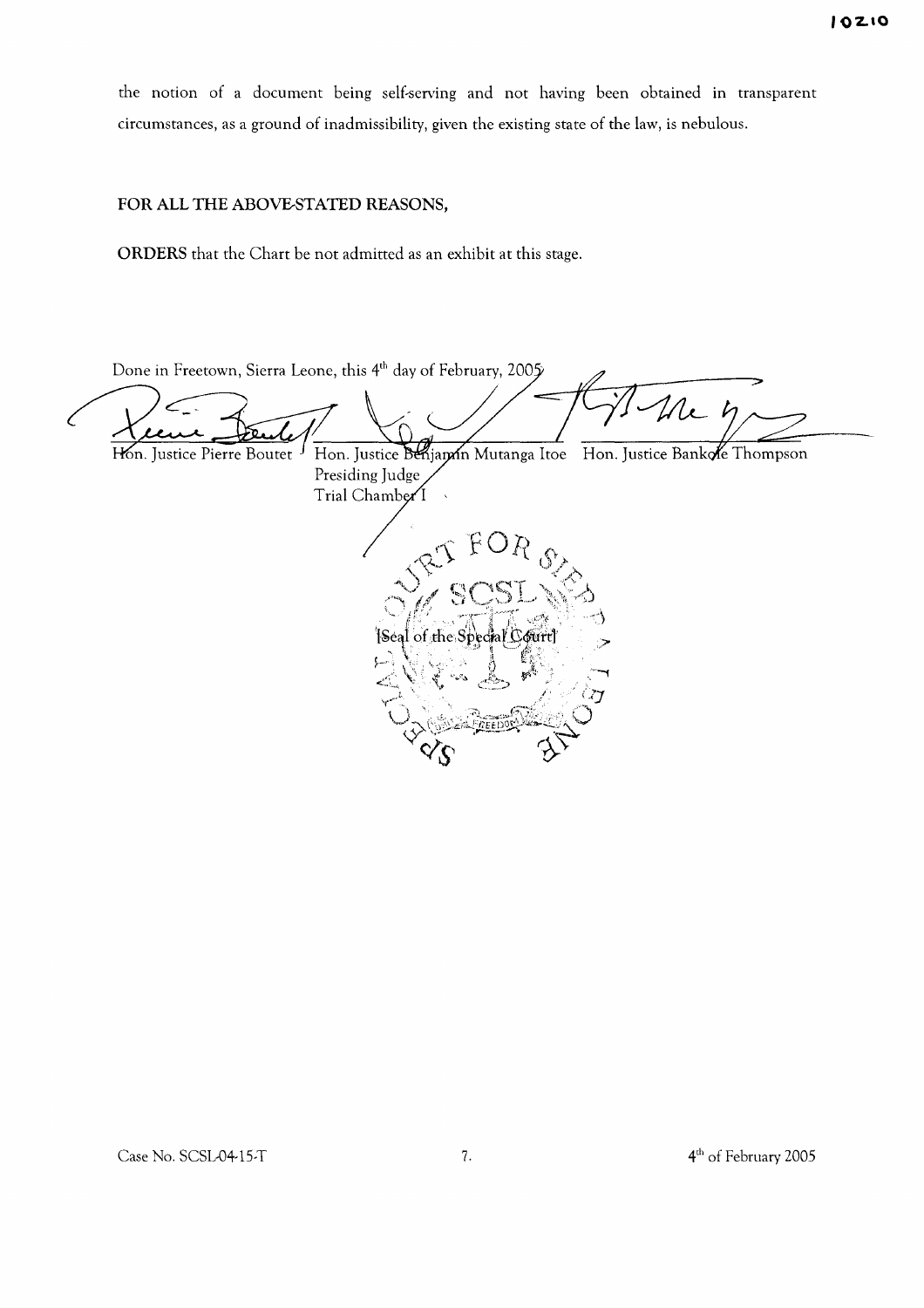the notion of a document being self-serving and not having been obtained in transparent circumstances, as a ground of inadmissibility, given the existing state of the law, is nebulous.

**FOR ALL THE ABOVE-STATED REASONS,**

**ORDERS** that the Chart be not admitted as an exhibit at this stage.

Done in Freetown, Sierra Leone, this 4th day of February, 2005

Hon. Justice Pierre Boutet

Hon. Justice Benjamin Mutanga Itoe
Presiding Judge
Trial Chamber I

Hon. Justice Bankole Thompson

[Seal of the Special Court]